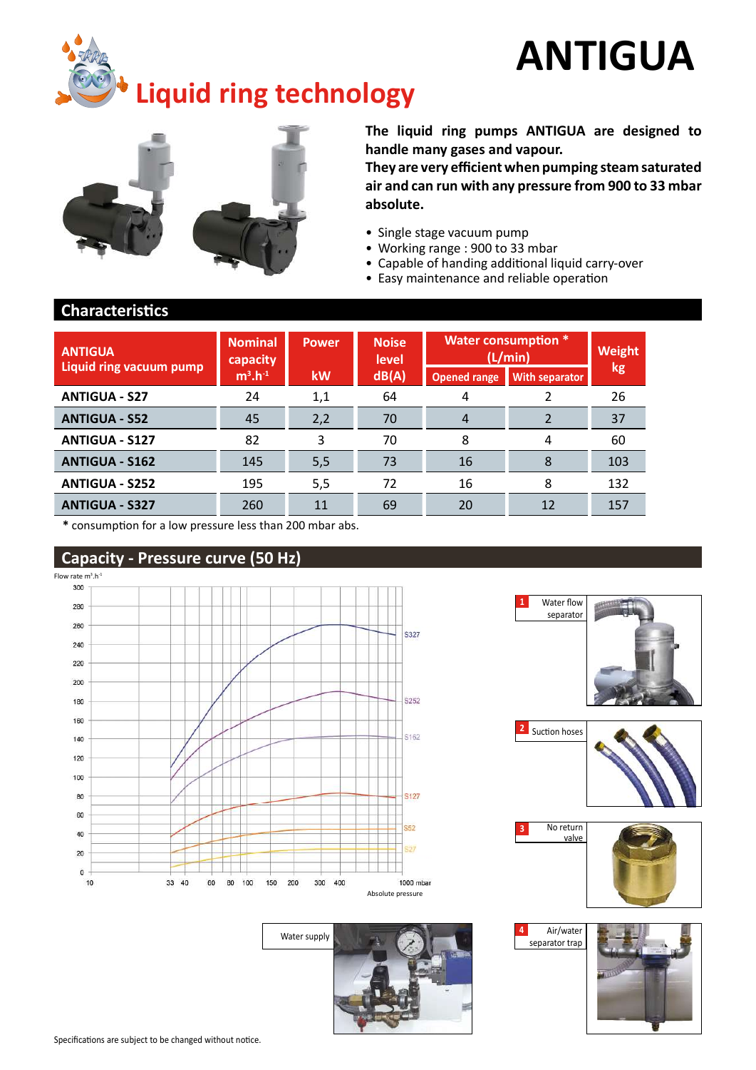# ANTIGUA

## Liquid ring technology

**The liquid ring pumps ANTIGUA are designed to handle many gases and vapour.**
**They are very efficient when pumping steam saturated air and can run with any pressure from 900 to 33 mbar absolute.**

- Single stage vacuum pump
- Working range : 900 to 33 mbar
- Capable of handing additional liquid carry-over
- Easy maintenance and reliable operation

## Characteristics

| ANTIGUA Liquid ring vacuum pump | Nominal capacity $m^3.h^{-1}$ | Power kW | Noise level dB(A) | Water consumption * (L/min) | | Weight kg |
|---|---|---|---|---|---|---|
| | | | | Opened range | With separator | |
| **ANTIGUA - S27** | 24 | 1,1 | 64 | 4 | 2 | 26 |
| **ANTIGUA - S52** | 45 | 2,2 | 70 | 4 | 2 | 37 |
| **ANTIGUA - S127** | 82 | 3 | 70 | 8 | 4 | 60 |
| **ANTIGUA - S162** | 145 | 5,5 | 73 | 16 | 8 | 103 |
| **ANTIGUA - S252** | 195 | 5,5 | 72 | 16 | 8 | 132 |
| **ANTIGUA - S327** | 260 | 11 | 69 | 20 | 12 | 157 |

**\*** consumption for a low pressure less than 200 mbar abs.

## Capacity - Pressure curve (50 Hz)

Flow rate $m^3.h^{-1}$

Absolute pressure

1 Water flow separator

2 Suction hoses

3 No return valve

4 Air/water separator trap

Water supply

Specifications are subject to be changed without notice.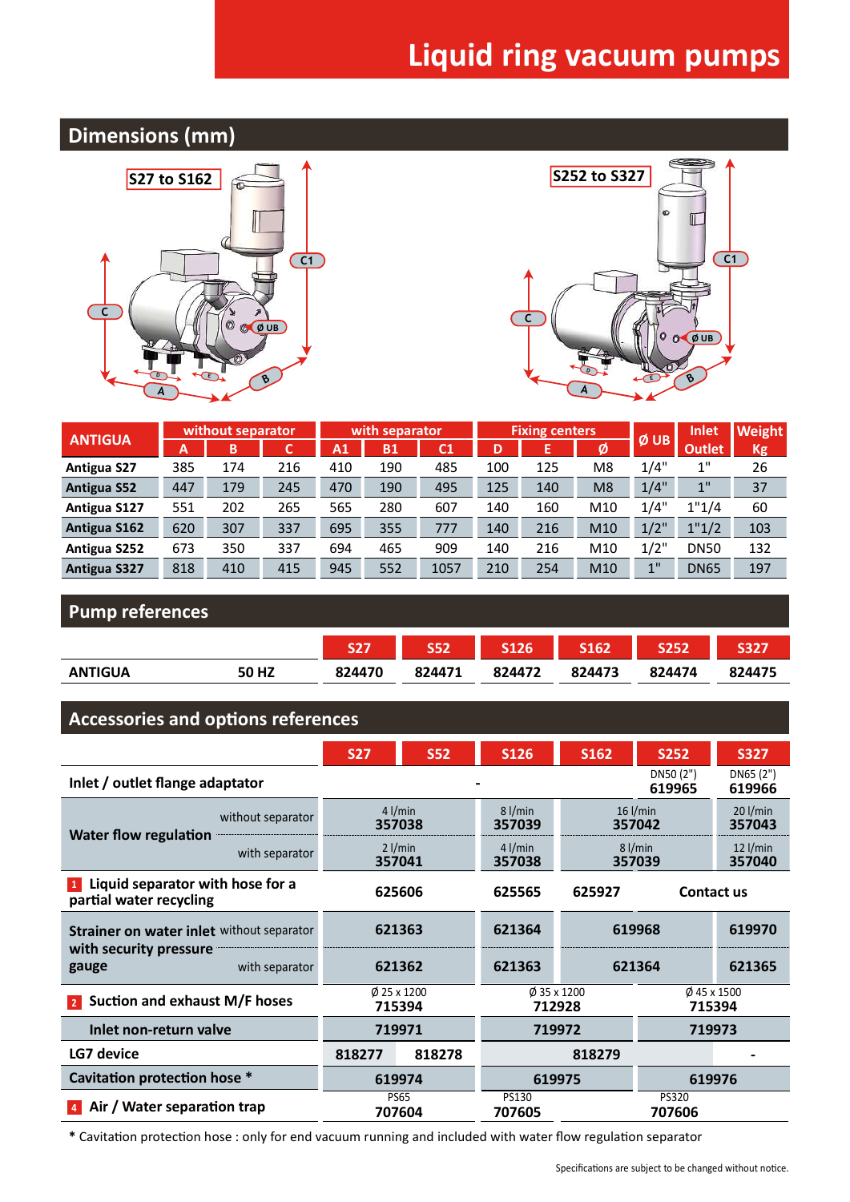# Liquid ring vacuum pumps

## Dimensions (mm)

S27 to S162

S252 to S327

| ANTIGUA | without separator | | | with separator | | | Fixing centers | | | Ø UB | Inlet Outlet | Weight Kg |
|---|---|---|---|---|---|---|---|---|---|---|---|---|
| | A | B | C | A1 | B1 | C1 | D | E | Ø | | | |
| Antigua S27 | 385 | 174 | 216 | 410 | 190 | 485 | 100 | 125 | M8 | 1/4" | 1" | 26 |
| Antigua S52 | 447 | 179 | 245 | 470 | 190 | 495 | 125 | 140 | M8 | 1/4" | 1" | 37 |
| Antigua S127 | 551 | 202 | 265 | 565 | 280 | 607 | 140 | 160 | M10 | 1/4" | 1"1/4 | 60 |
| Antigua S162 | 620 | 307 | 337 | 695 | 355 | 777 | 140 | 216 | M10 | 1/2" | 1"1/2 | 103 |
| Antigua S252 | 673 | 350 | 337 | 694 | 465 | 909 | 140 | 216 | M10 | 1/2" | DN50 | 132 |
| Antigua S327 | 818 | 410 | 415 | 945 | 552 | 1057 | 210 | 254 | M10 | 1" | DN65 | 197 |

## Pump references

| | | S27 | S52 | S126 | S162 | S252 | S327 |
|---|---|---|---|---|---|---|---|
| ANTIGUA | 50 HZ | 824470 | 824471 | 824472 | 824473 | 824474 | 824475 |

## Accessories and options references

| | | S27 | S52 | S126 | S162 | S252 | S327 |
|---|---|---|---|---|---|---|---|
| Inlet / outlet flange adaptor | | - | | | | DN50 (2") 619965 | DN65 (2") 619966 |
| Water flow regulation | without separator | 4 l/min 357038 | | 8 l/min 357039 | 16 l/min 357042 | | 20 l/min 357043 |
| | with separator | 2 l/min 357041 | | 4 l/min 357038 | 8 l/min 357039 | | 12 l/min 357040 |
| 1 Liquid separator with hose for a partial water recycling | | 625606 | | 625565 | 625927 | Contact us | |
| Strainer on water inlet with security pressure gauge | without separator | 621363 | | 621364 | 619968 | | 619970 |
| | with separator | 621362 | | 621363 | 621364 | | 621365 |
| 2 Suction and exhaust M/F hoses | | Ø 25 x 1200 715394 | | Ø 35 x 1200 712928 | | Ø 45 x 1500 715394 | |
| Inlet non-return valve | | 719971 | | 719972 | | 719973 | |
| LG7 device | | 818277 | 818278 | 818279 | | | - |
| Cavitation protection hose * | | 619974 | | 619975 | | 619976 | |
| 4 Air / Water separation trap | | PS65 707604 | | PS130 707605 | | PS320 707606 | |

\* Cavitation protection hose : only for end vacuum running and included with water flow regulation separator

Specifications are subject to be changed without notice.